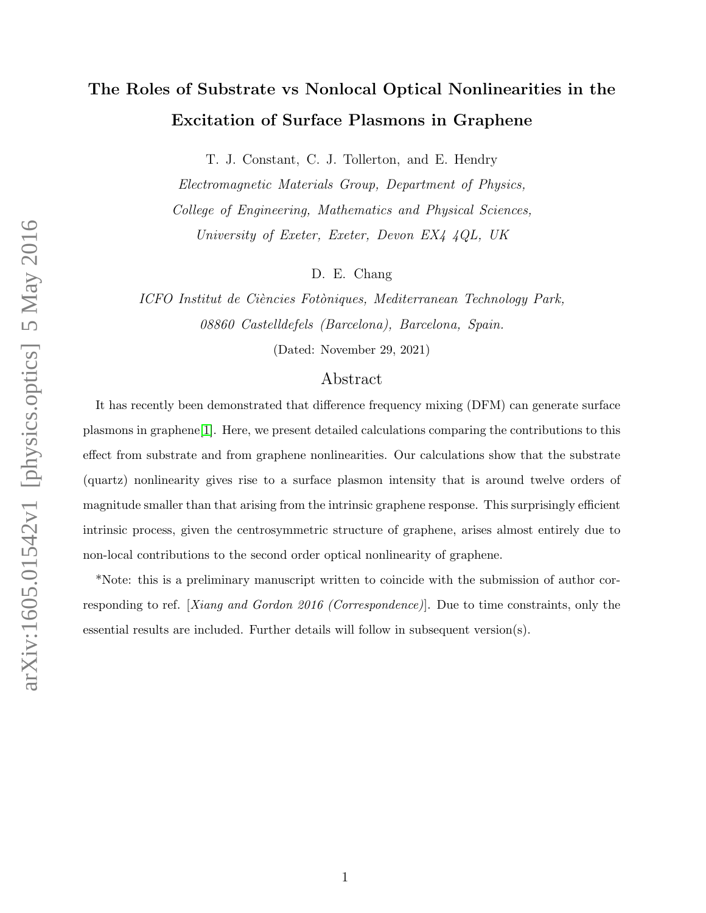# The Roles of Substrate vs Nonlocal Optical Nonlinearities in the Excitation of Surface Plasmons in Graphene

T. J. Constant, C. J. Tollerton, and E. Hendry

*Electromagnetic Materials Group, Department of Physics,*
*College of Engineering, Mathematics and Physical Sciences,*
*University of Exeter, Exeter, Devon EX4 4QL, UK*

D. E. Chang

*ICFO Institut de Ciències Fotòniques, Mediterranean Technology Park,*
*08860 Castelldefels (Barcelona), Barcelona, Spain.*

(Dated: November 29, 2021)

## Abstract

It has recently been demonstrated that difference frequency mixing (DFM) can generate surface plasmons in graphene[1]. Here, we present detailed calculations comparing the contributions to this effect from substrate and from graphene nonlinearities. Our calculations show that the substrate (quartz) nonlinearity gives rise to a surface plasmon intensity that is around twelve orders of magnitude smaller than that arising from the intrinsic graphene response. This surprisingly efficient intrinsic process, given the centrosymmetric structure of graphene, arises almost entirely due to non-local contributions to the second order optical nonlinearity of graphene.

*Note: this is a preliminary manuscript written to coincide with the submission of author corresponding to ref. [*Xiang and Gordon 2016 (Correspondence)*]. Due to time constraints, only the essential results are included. Further details will follow in subsequent version(s).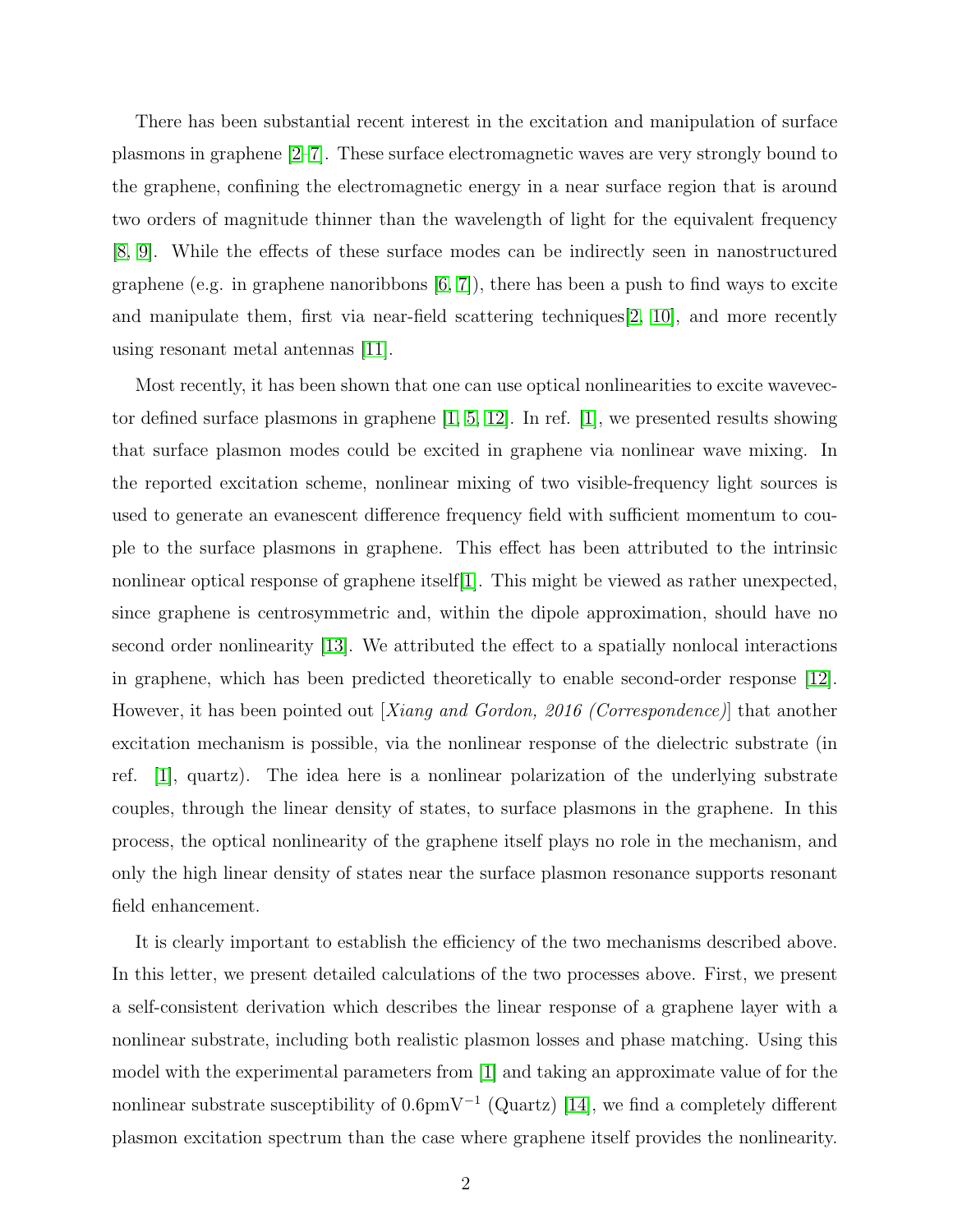There has been substantial recent interest in the excitation and manipulation of surface plasmons in graphene [2–7]. These surface electromagnetic waves are very strongly bound to the graphene, confining the electromagnetic energy in a near surface region that is around two orders of magnitude thinner than the wavelength of light for the equivalent frequency [8, 9]. While the effects of these surface modes can be indirectly seen in nanostructured graphene (e.g. in graphene nanoribbons [6, 7]), there has been a push to find ways to excite and manipulate them, first via near-field scattering techniques[2, 10], and more recently using resonant metal antennas [11].

Most recently, it has been shown that one can use optical nonlinearities to excite wavevector defined surface plasmons in graphene [1, 5, 12]. In ref. [1], we presented results showing that surface plasmon modes could be excited in graphene via nonlinear wave mixing. In the reported excitation scheme, nonlinear mixing of two visible-frequency light sources is used to generate an evanescent difference frequency field with sufficient momentum to couple to the surface plasmons in graphene. This effect has been attributed to the intrinsic nonlinear optical response of graphene itself[1]. This might be viewed as rather unexpected, since graphene is centrosymmetric and, within the dipole approximation, should have no second order nonlinearity [13]. We attributed the effect to a spatially nonlocal interactions in graphene, which has been predicted theoretically to enable second-order response [12]. However, it has been pointed out [*Xiang and Gordon, 2016 (Correspondence)*] that another excitation mechanism is possible, via the nonlinear response of the dielectric substrate (in ref. [1], quartz). The idea here is a nonlinear polarization of the underlying substrate couples, through the linear density of states, to surface plasmons in the graphene. In this process, the optical nonlinearity of the graphene itself plays no role in the mechanism, and only the high linear density of states near the surface plasmon resonance supports resonant field enhancement.

It is clearly important to establish the efficiency of the two mechanisms described above. In this letter, we present detailed calculations of the two processes above. First, we present a self-consistent derivation which describes the linear response of a graphene layer with a nonlinear substrate, including both realistic plasmon losses and phase matching. Using this model with the experimental parameters from [1] and taking an approximate value of for the nonlinear substrate susceptibility of $0.6\mathrm{pmV}^{-1}$ (Quartz) [14], we find a completely different plasmon excitation spectrum than the case where graphene itself provides the nonlinearity.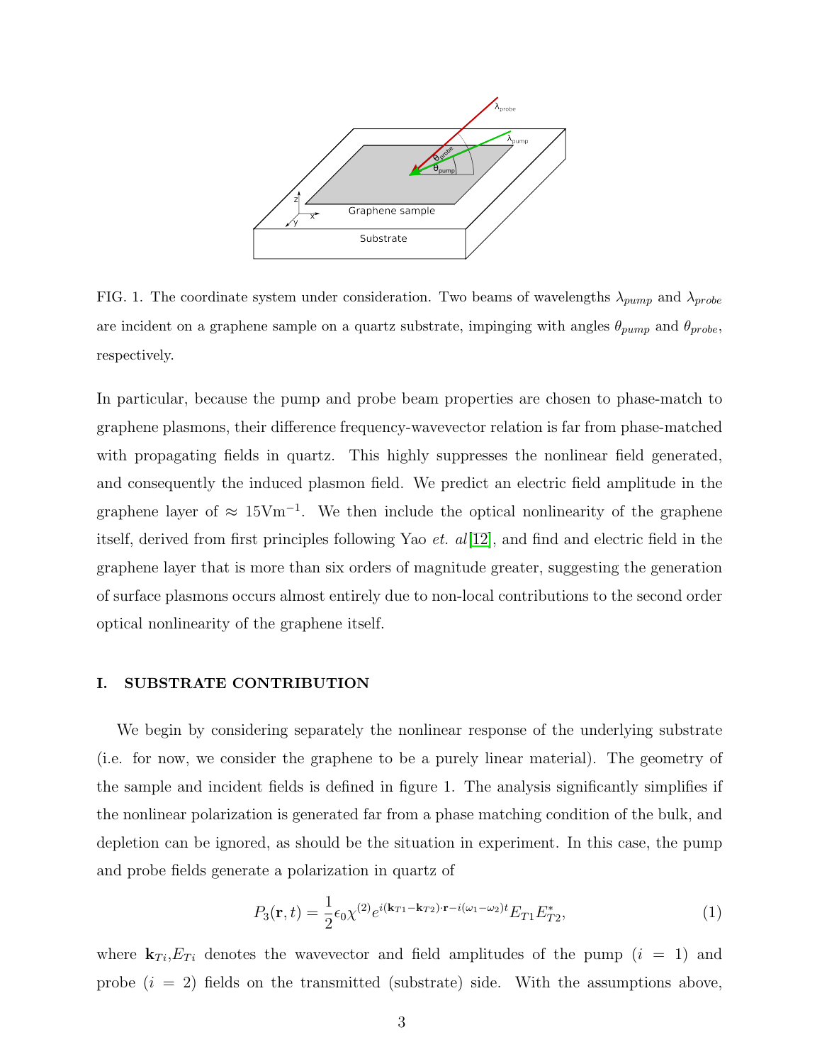FIG. 1. The coordinate system under consideration. Two beams of wavelengths $\lambda_{pump}$ and $\lambda_{probe}$ are incident on a graphene sample on a quartz substrate, impinging with angles $\theta_{pump}$ and $\theta_{probe}$, respectively.

In particular, because the pump and probe beam properties are chosen to phase-match to graphene plasmons, their difference frequency-wavevector relation is far from phase-matched with propagating fields in quartz. This highly suppresses the nonlinear field generated, and consequently the induced plasmon field. We predict an electric field amplitude in the graphene layer of $\approx 15\text{Vm}^{-1}$. We then include the optical nonlinearity of the graphene itself, derived from first principles following Yao *et. al*[12], and find and electric field in the graphene layer that is more than six orders of magnitude greater, suggesting the generation of surface plasmons occurs almost entirely due to non-local contributions to the second order optical nonlinearity of the graphene itself.

## I. SUBSTRATE CONTRIBUTION

We begin by considering separately the nonlinear response of the underlying substrate (i.e. for now, we consider the graphene to be a purely linear material). The geometry of the sample and incident fields is defined in figure 1. The analysis significantly simplifies if the nonlinear polarization is generated far from a phase matching condition of the bulk, and depletion can be ignored, as should be the situation in experiment. In this case, the pump and probe fields generate a polarization in quartz of

$$P_3(\mathbf{r}, t) = \frac{1}{2}\epsilon_0 \chi^{(2)} e^{i(\mathbf{k}_{T1} - \mathbf{k}_{T2})\cdot\mathbf{r} - i(\omega_1 - \omega_2)t} E_{T1} E_{T2}^*, \tag{1}$$

where $\mathbf{k}_{Ti}$,$E_{Ti}$ denotes the wavevector and field amplitudes of the pump ($i = 1$) and probe ($i = 2$) fields on the transmitted (substrate) side. With the assumptions above,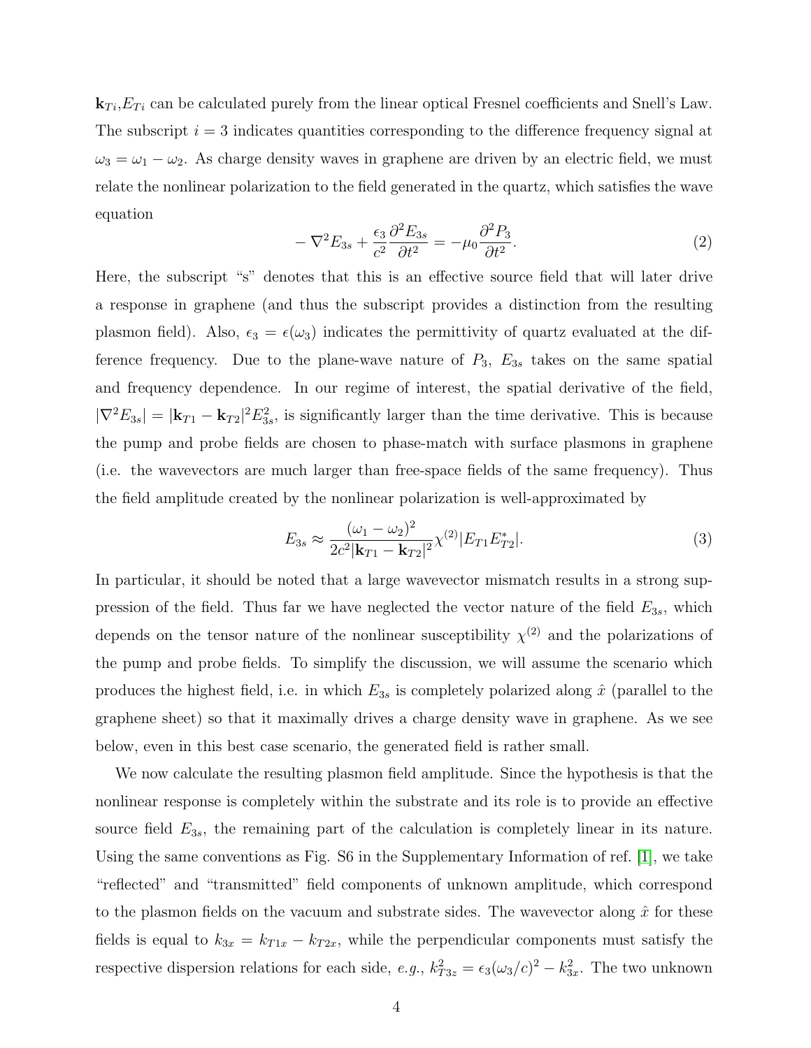$\mathbf{k}_{Ti}$,$E_{Ti}$ can be calculated purely from the linear optical Fresnel coefficients and Snell's Law. The subscript $i = 3$ indicates quantities corresponding to the difference frequency signal at $\omega_3 = \omega_1 - \omega_2$. As charge density waves in graphene are driven by an electric field, we must relate the nonlinear polarization to the field generated in the quartz, which satisfies the wave equation

$$-\nabla^2 E_{3s} + \frac{\epsilon_3}{c^2}\frac{\partial^2 E_{3s}}{\partial t^2} = -\mu_0 \frac{\partial^2 P_3}{\partial t^2}. \tag{2}$$

Here, the subscript "s" denotes that this is an effective source field that will later drive a response in graphene (and thus the subscript provides a distinction from the resulting plasmon field). Also, $\epsilon_3 = \epsilon(\omega_3)$ indicates the permittivity of quartz evaluated at the difference frequency. Due to the plane-wave nature of $P_3$, $E_{3s}$ takes on the same spatial and frequency dependence. In our regime of interest, the spatial derivative of the field, $|\nabla^2 E_{3s}| = |\mathbf{k}_{T1} - \mathbf{k}_{T2}|^2 E_{3s}^2$, is significantly larger than the time derivative. This is because the pump and probe fields are chosen to phase-match with surface plasmons in graphene (i.e. the wavevectors are much larger than free-space fields of the same frequency). Thus the field amplitude created by the nonlinear polarization is well-approximated by

$$E_{3s} \approx \frac{(\omega_1 - \omega_2)^2}{2c^2|\mathbf{k}_{T1} - \mathbf{k}_{T2}|^2}\chi^{(2)}|E_{T1}E_{T2}^*|. \tag{3}$$

In particular, it should be noted that a large wavevector mismatch results in a strong suppression of the field. Thus far we have neglected the vector nature of the field $E_{3s}$, which depends on the tensor nature of the nonlinear susceptibility $\chi^{(2)}$ and the polarizations of the pump and probe fields. To simplify the discussion, we will assume the scenario which produces the highest field, i.e. in which $E_{3s}$ is completely polarized along $\hat{x}$ (parallel to the graphene sheet) so that it maximally drives a charge density wave in graphene. As we see below, even in this best case scenario, the generated field is rather small.

We now calculate the resulting plasmon field amplitude. Since the hypothesis is that the nonlinear response is completely within the substrate and its role is to provide an effective source field $E_{3s}$, the remaining part of the calculation is completely linear in its nature. Using the same conventions as Fig. S6 in the Supplementary Information of ref. [1], we take "reflected" and "transmitted" field components of unknown amplitude, which correspond to the plasmon fields on the vacuum and substrate sides. The wavevector along $\hat{x}$ for these fields is equal to $k_{3x} = k_{T1x} - k_{T2x}$, while the perpendicular components must satisfy the respective dispersion relations for each side, *e.g.*, $k_{T3z}^2 = \epsilon_3(\omega_3/c)^2 - k_{3x}^2$. The two unknown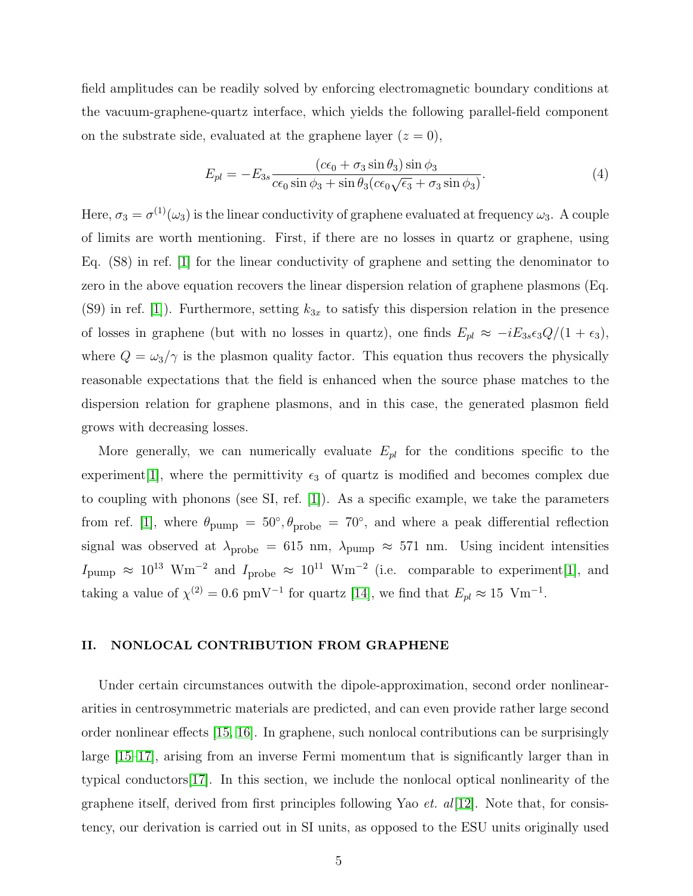field amplitudes can be readily solved by enforcing electromagnetic boundary conditions at the vacuum-graphene-quartz interface, which yields the following parallel-field component on the substrate side, evaluated at the graphene layer ($z = 0$),

$$E_{pl} = -E_{3s}\frac{(c\epsilon_0 + \sigma_3 \sin\theta_3)\sin\phi_3}{c\epsilon_0 \sin\phi_3 + \sin\theta_3(c\epsilon_0\sqrt{\epsilon_3} + \sigma_3 \sin\phi_3)}. \tag{4}$$

Here, $\sigma_3 = \sigma^{(1)}(\omega_3)$ is the linear conductivity of graphene evaluated at frequency $\omega_3$. A couple of limits are worth mentioning. First, if there are no losses in quartz or graphene, using Eq. (S8) in ref. [1] for the linear conductivity of graphene and setting the denominator to zero in the above equation recovers the linear dispersion relation of graphene plasmons (Eq. (S9) in ref. [1]). Furthermore, setting $k_{3x}$ to satisfy this dispersion relation in the presence of losses in graphene (but with no losses in quartz), one finds $E_{pl} \approx -iE_{3s}\epsilon_3 Q/(1+\epsilon_3)$, where $Q = \omega_3/\gamma$ is the plasmon quality factor. This equation thus recovers the physically reasonable expectations that the field is enhanced when the source phase matches to the dispersion relation for graphene plasmons, and in this case, the generated plasmon field grows with decreasing losses.

More generally, we can numerically evaluate $E_{pl}$ for the conditions specific to the experiment[1], where the permittivity $\epsilon_3$ of quartz is modified and becomes complex due to coupling with phonons (see SI, ref. [1]). As a specific example, we take the parameters from ref. [1], where $\theta_{\text{pump}} = 50^\circ, \theta_{\text{probe}} = 70^\circ$, and where a peak differential reflection signal was observed at $\lambda_{\text{probe}} = 615$ nm, $\lambda_{\text{pump}} \approx 571$ nm. Using incident intensities $I_{\text{pump}} \approx 10^{13}$ $\text{Wm}^{-2}$ and $I_{\text{probe}} \approx 10^{11}$ $\text{Wm}^{-2}$ (i.e. comparable to experiment[1], and taking a value of $\chi^{(2)} = 0.6$ $\text{pmV}^{-1}$ for quartz [14], we find that $E_{pl} \approx 15$ $\text{Vm}^{-1}$.

## II. NONLOCAL CONTRIBUTION FROM GRAPHENE

Under certain circumstances outwith the dipole-approximation, second order nonlinearities in centrosymmetric materials are predicted, and can even provide rather large second order nonlinear effects [15, 16]. In graphene, such nonlocal contributions can be surprisingly large [15–17], arising from an inverse Fermi momentum that is significantly larger than in typical conductors[17]. In this section, we include the nonlocal optical nonlinearity of the graphene itself, derived from first principles following Yao *et. al*[12]. Note that, for consistency, our derivation is carried out in SI units, as opposed to the ESU units originally used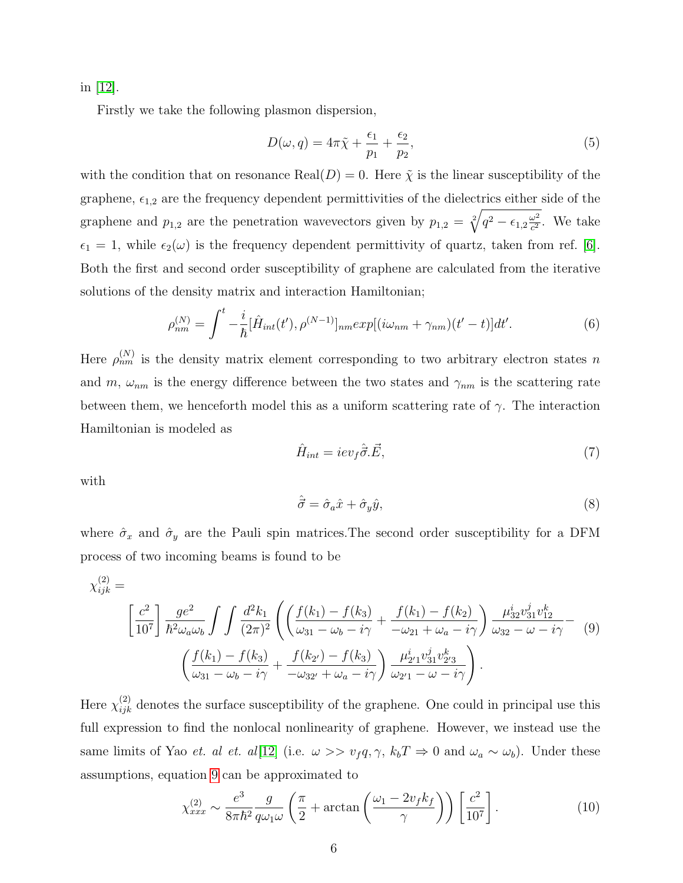in [12].

Firstly we take the following plasmon dispersion,

$$D(\omega, q) = 4\pi\tilde{\chi} + \frac{\epsilon_1}{p_1} + \frac{\epsilon_2}{p_2}, \tag{5}$$

with the condition that on resonance Real$(D) = 0$. Here $\tilde{\chi}$ is the linear susceptibility of the graphene, $\epsilon_{1,2}$ are the frequency dependent permittivities of the dielectrics either side of the graphene and $p_{1,2}$ are the penetration wavevectors given by $p_{1,2} = \sqrt[2]{q^2 - \epsilon_{1,2}\frac{\omega^2}{c^2}}$. We take $\epsilon_1 = 1$, while $\epsilon_2(\omega)$ is the frequency dependent permittivity of quartz, taken from ref. [6]. Both the first and second order susceptibility of graphene are calculated from the iterative solutions of the density matrix and interaction Hamiltonian;

$$\rho_{nm}^{(N)} = \int^{t} -\frac{i}{\hbar}[\hat{H}_{int}(t'), \rho^{(N-1)}]_{nm} exp[(i\omega_{nm} + \gamma_{nm})(t' - t)]dt'. \tag{6}$$

Here $\rho_{nm}^{(N)}$ is the density matrix element corresponding to two arbitrary electron states $n$ and $m$, $\omega_{nm}$ is the energy difference between the two states and $\gamma_{nm}$ is the scattering rate between them, we henceforth model this as a uniform scattering rate of $\gamma$. The interaction Hamiltonian is modeled as

$$\hat{H}_{int} = iev_f\hat{\vec{\sigma}}.\vec{E}, \tag{7}$$

with

$$\hat{\vec{\sigma}} = \hat{\sigma}_a\hat{x} + \hat{\sigma}_y\hat{y}, \tag{8}$$

where $\hat{\sigma}_x$ and $\hat{\sigma}_y$ are the Pauli spin matrices.The second order susceptibility for a DFM process of two incoming beams is found to be

$$\chi_{ijk}^{(2)} = \left[\frac{c^2}{10^7}\right]\frac{ge^2}{\hbar^2\omega_a\omega_b}\int\int\frac{d^2k_1}{(2\pi)^2}\left(\left(\frac{f(k_1) - f(k_3)}{\omega_{31} - \omega_b - i\gamma} + \frac{f(k_1) - f(k_2)}{-\omega_{21} + \omega_a - i\gamma}\right)\frac{\mu_{32}^i v_{31}^j v_{12}^k}{\omega_{32} - \omega - i\gamma} - \left(\frac{f(k_1) - f(k_3)}{\omega_{31} - \omega_b - i\gamma} + \frac{f(k_{2'}) - f(k_3)}{-\omega_{32'} + \omega_a - i\gamma}\right)\frac{\mu_{2'1}^i v_{31}^j v_{2'3}^k}{\omega_{2'1} - \omega - i\gamma}\right). \tag{9}$$

Here $\chi_{ijk}^{(2)}$ denotes the surface susceptibility of the graphene. One could in principal use this full expression to find the nonlocal nonlinearity of graphene. However, we instead use the same limits of Yao *et. al et. al*[12] (i.e. $\omega >> v_f q, \gamma$, $k_b T \Rightarrow 0$ and $\omega_a \sim \omega_b$). Under these assumptions, equation 9 can be approximated to

$$\chi_{xxx}^{(2)} \sim \frac{e^3}{8\pi\hbar^2}\frac{g}{q\omega_1\omega}\left(\frac{\pi}{2} + \arctan\left(\frac{\omega_1 - 2v_f k_f}{\gamma}\right)\right)\left[\frac{c^2}{10^7}\right]. \tag{10}$$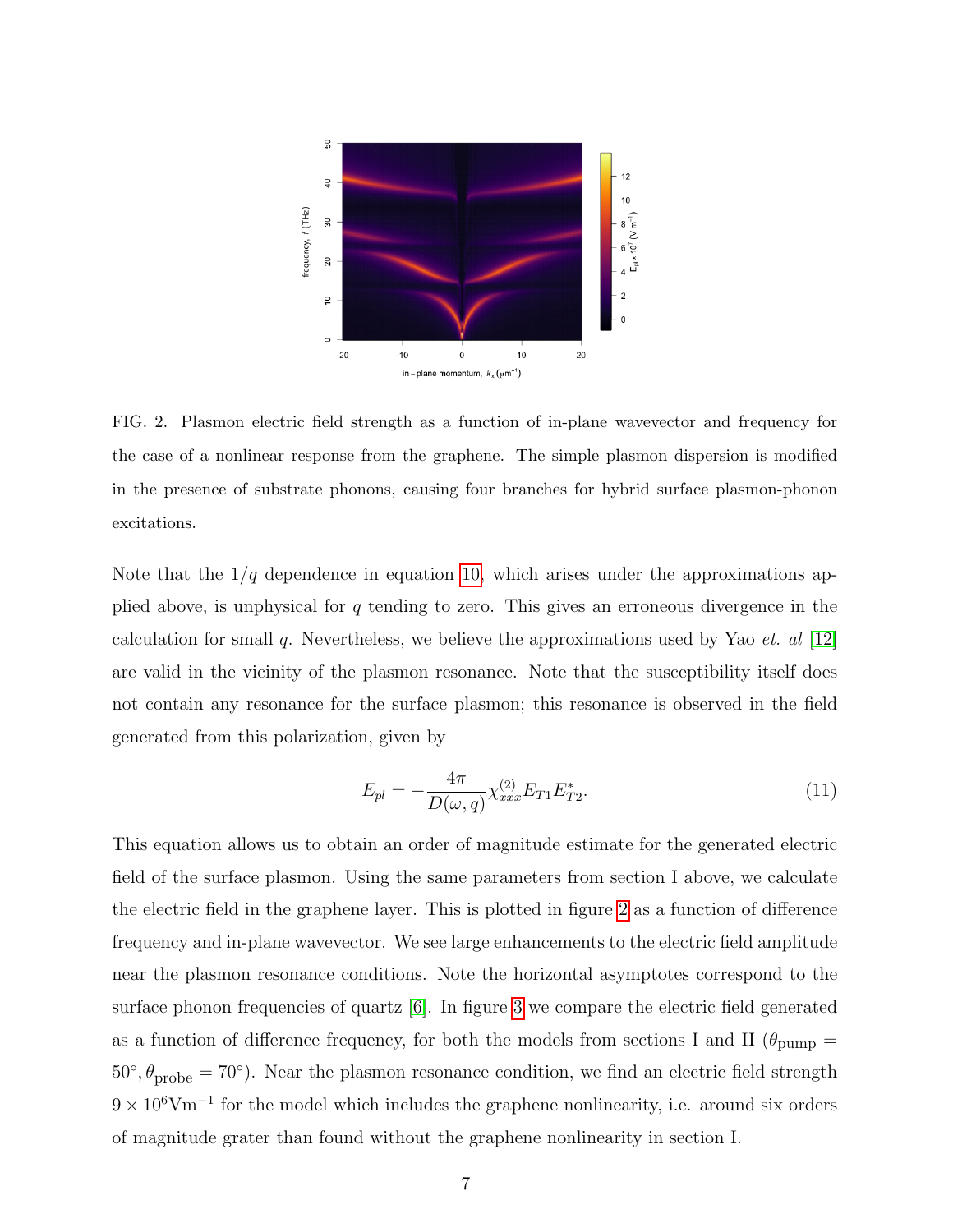FIG. 2. Plasmon electric field strength as a function of in-plane wavevector and frequency for the case of a nonlinear response from the graphene. The simple plasmon dispersion is modified in the presence of substrate phonons, causing four branches for hybrid surface plasmon-phonon excitations.

Note that the $1/q$ dependence in equation 10, which arises under the approximations applied above, is unphysical for $q$ tending to zero. This gives an erroneous divergence in the calculation for small $q$. Nevertheless, we believe the approximations used by Yao *et. al* [12] are valid in the vicinity of the plasmon resonance. Note that the susceptibility itself does not contain any resonance for the surface plasmon; this resonance is observed in the field generated from this polarization, given by

$$E_{pl} = -\frac{4\pi}{D(\omega, q)} \chi^{(2)}_{xxx} E_{T1} E^{*}_{T2}. \tag{11}$$

This equation allows us to obtain an order of magnitude estimate for the generated electric field of the surface plasmon. Using the same parameters from section I above, we calculate the electric field in the graphene layer. This is plotted in figure 2 as a function of difference frequency and in-plane wavevector. We see large enhancements to the electric field amplitude near the plasmon resonance conditions. Note the horizontal asymptotes correspond to the surface phonon frequencies of quartz [6]. In figure 3 we compare the electric field generated as a function of difference frequency, for both the models from sections I and II ($\theta_{\text{pump}} = 50^{\circ}, \theta_{\text{probe}} = 70^{\circ}$). Near the plasmon resonance condition, we find an electric field strength $9 \times 10^{6}\text{Vm}^{-1}$ for the model which includes the graphene nonlinearity, i.e. around six orders of magnitude grater than found without the graphene nonlinearity in section I.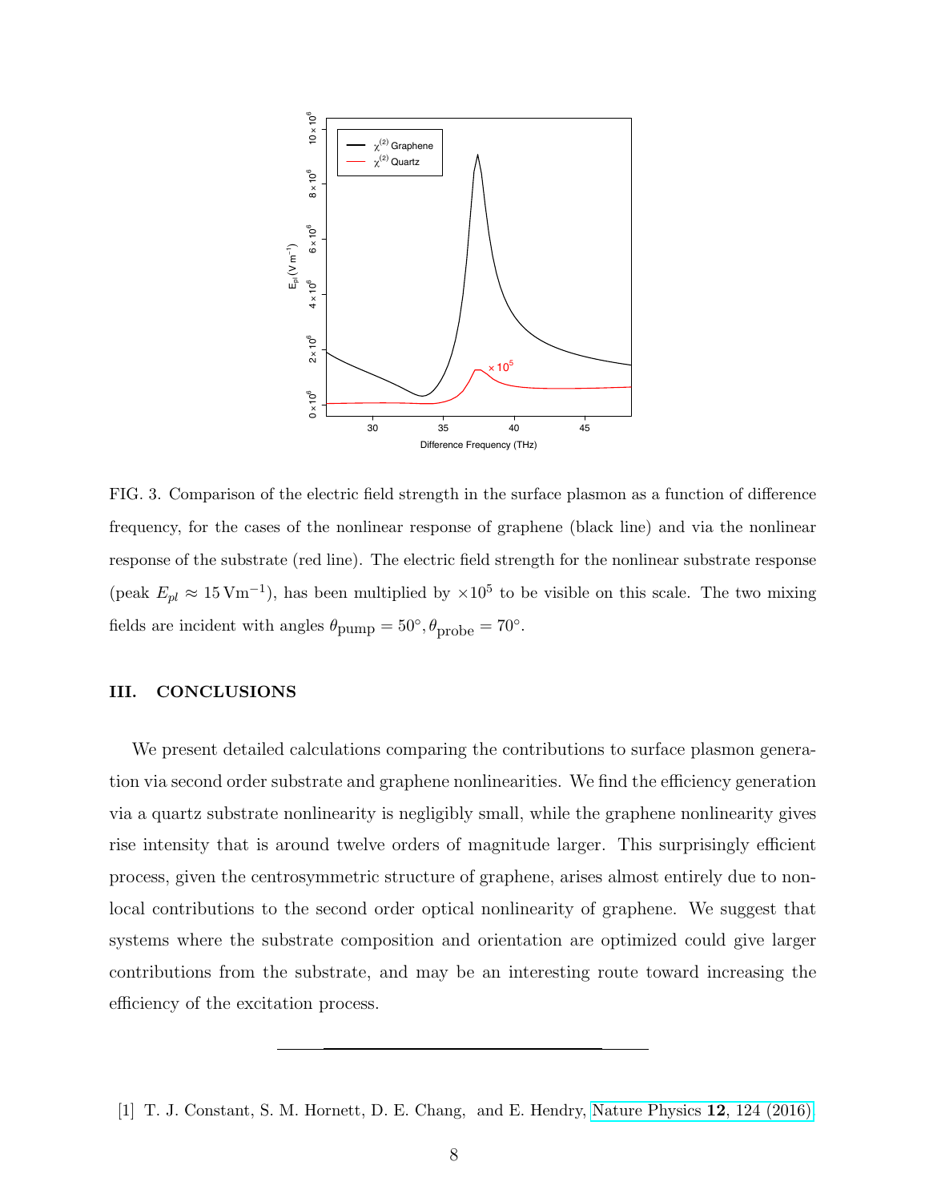FIG. 3. Comparison of the electric field strength in the surface plasmon as a function of difference frequency, for the cases of the nonlinear response of graphene (black line) and via the nonlinear response of the substrate (red line). The electric field strength for the nonlinear substrate response (peak $E_{pl} \approx 15\,\mathrm{V m^{-1}}$), has been multiplied by $\times 10^5$ to be visible on this scale. The two mixing fields are incident with angles $\theta_{\mathrm{pump}} = 50°, \theta_{\mathrm{probe}} = 70°$.

## III. CONCLUSIONS

We present detailed calculations comparing the contributions to surface plasmon generation via second order substrate and graphene nonlinearities. We find the efficiency generation via a quartz substrate nonlinearity is negligibly small, while the graphene nonlinearity gives rise intensity that is around twelve orders of magnitude larger. This surprisingly efficient process, given the centrosymmetric structure of graphene, arises almost entirely due to non-local contributions to the second order optical nonlinearity of graphene. We suggest that systems where the substrate composition and orientation are optimized could give larger contributions from the substrate, and may be an interesting route toward increasing the efficiency of the excitation process.

---

[1] T. J. Constant, S. M. Hornett, D. E. Chang, and E. Hendry, Nature Physics **12**, 124 (2016).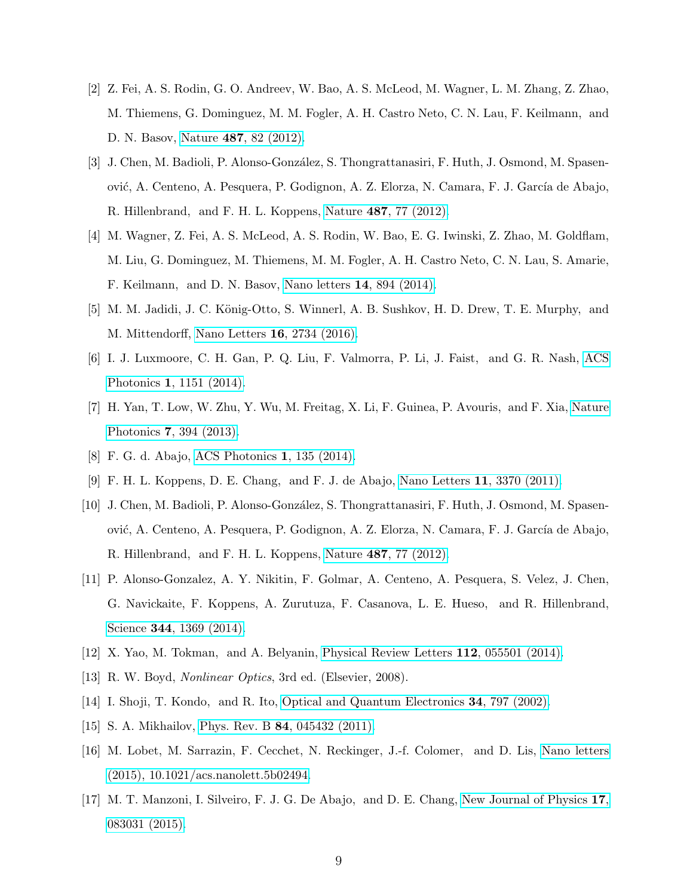[2] Z. Fei, A. S. Rodin, G. O. Andreev, W. Bao, A. S. McLeod, M. Wagner, L. M. Zhang, Z. Zhao, M. Thiemens, G. Dominguez, M. M. Fogler, A. H. Castro Neto, C. N. Lau, F. Keilmann, and D. N. Basov, Nature **487**, 82 (2012).

[3] J. Chen, M. Badioli, P. Alonso-González, S. Thongrattanasiri, F. Huth, J. Osmond, M. Spasenović, A. Centeno, A. Pesquera, P. Godignon, A. Z. Elorza, N. Camara, F. J. García de Abajo, R. Hillenbrand, and F. H. L. Koppens, Nature **487**, 77 (2012).

[4] M. Wagner, Z. Fei, A. S. McLeod, A. S. Rodin, W. Bao, E. G. Iwinski, Z. Zhao, M. Goldflam, M. Liu, G. Dominguez, M. Thiemens, M. M. Fogler, A. H. Castro Neto, C. N. Lau, S. Amarie, F. Keilmann, and D. N. Basov, Nano letters **14**, 894 (2014).

[5] M. M. Jadidi, J. C. König-Otto, S. Winnerl, A. B. Sushkov, H. D. Drew, T. E. Murphy, and M. Mittendorff, Nano Letters **16**, 2734 (2016).

[6] I. J. Luxmoore, C. H. Gan, P. Q. Liu, F. Valmorra, P. Li, J. Faist, and G. R. Nash, ACS Photonics **1**, 1151 (2014).

[7] H. Yan, T. Low, W. Zhu, Y. Wu, M. Freitag, X. Li, F. Guinea, P. Avouris, and F. Xia, Nature Photonics **7**, 394 (2013).

[8] F. G. d. Abajo, ACS Photonics **1**, 135 (2014).

[9] F. H. L. Koppens, D. E. Chang, and F. J. de Abajo, Nano Letters **11**, 3370 (2011).

[10] J. Chen, M. Badioli, P. Alonso-González, S. Thongrattanasiri, F. Huth, J. Osmond, M. Spasenović, A. Centeno, A. Pesquera, P. Godignon, A. Z. Elorza, N. Camara, F. J. García de Abajo, R. Hillenbrand, and F. H. L. Koppens, Nature **487**, 77 (2012).

[11] P. Alonso-Gonzalez, A. Y. Nikitin, F. Golmar, A. Centeno, A. Pesquera, S. Velez, J. Chen, G. Navickaite, F. Koppens, A. Zurutuza, F. Casanova, L. E. Hueso, and R. Hillenbrand, Science **344**, 1369 (2014).

[12] X. Yao, M. Tokman, and A. Belyanin, Physical Review Letters **112**, 055501 (2014).

[13] R. W. Boyd, *Nonlinear Optics*, 3rd ed. (Elsevier, 2008).

[14] I. Shoji, T. Kondo, and R. Ito, Optical and Quantum Electronics **34**, 797 (2002).

[15] S. A. Mikhailov, Phys. Rev. B **84**, 045432 (2011).

[16] M. Lobet, M. Sarrazin, F. Cecchet, N. Reckinger, J.-f. Colomer, and D. Lis, Nano letters (2015), 10.1021/acs.nanolett.5b02494.

[17] M. T. Manzoni, I. Silveiro, F. J. G. De Abajo, and D. E. Chang, New Journal of Physics **17**, 083031 (2015).